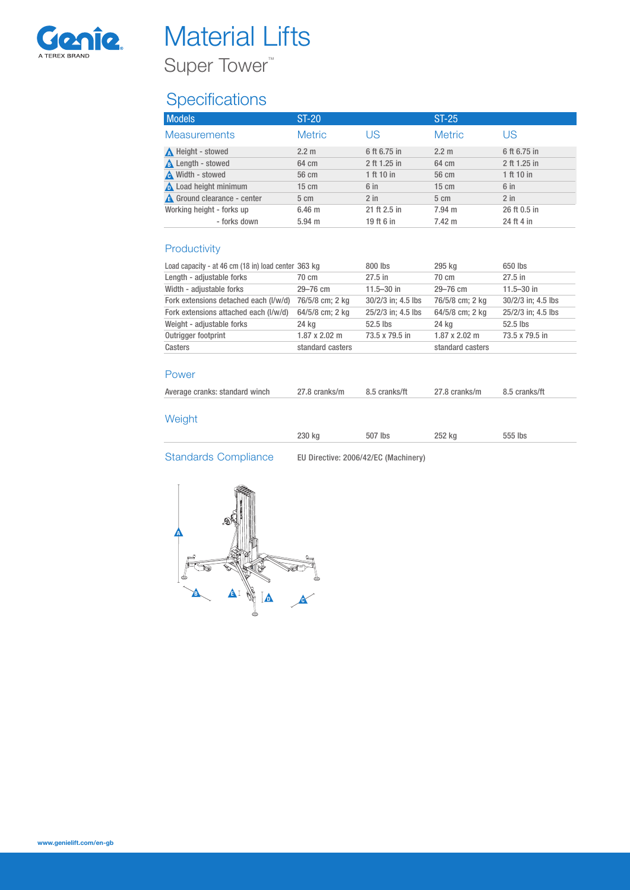Genie
A TEREX BRAND

# Material Lifts

## Super Tower™

## Specifications

| Models | ST-20 | | ST-25 | |
|---|---|---|---|---|
| **Measurements** | **Metric** | **US** | **Metric** | **US** |
| A Height - stowed | 2.2 m | 6 ft 6.75 in | 2.2 m | 6 ft 6.75 in |
| B Length - stowed | 64 cm | 2 ft 1.25 in | 64 cm | 2 ft 1.25 in |
| C Width - stowed | 56 cm | 1 ft 10 in | 56 cm | 1 ft 10 in |
| D Load height minimum | 15 cm | 6 in | 15 cm | 6 in |
| E Ground clearance - center | 5 cm | 2 in | 5 cm | 2 in |
| Working height - forks up | 6.46 m | 21 ft 2.5 in | 7.94 m | 26 ft 0.5 in |
| - forks down | 5.94 m | 19 ft 6 in | 7.42 m | 24 ft 4 in |

### Productivity

| | | | | |
|---|---|---|---|---|
| Load capacity - at 46 cm (18 in) load center | 363 kg | 800 lbs | 295 kg | 650 lbs |
| Length - adjustable forks | 70 cm | 27.5 in | 70 cm | 27.5 in |
| Width - adjustable forks | 29–76 cm | 11.5–30 in | 29–76 cm | 11.5–30 in |
| Fork extensions detached each (l/w/d) | 76/5/8 cm; 2 kg | 30/2/3 in; 4.5 lbs | 76/5/8 cm; 2 kg | 30/2/3 in; 4.5 lbs |
| Fork extensions attached each (l/w/d) | 64/5/8 cm; 2 kg | 25/2/3 in; 4.5 lbs | 64/5/8 cm; 2 kg | 25/2/3 in; 4.5 lbs |
| Weight - adjustable forks | 24 kg | 52.5 lbs | 24 kg | 52.5 lbs |
| Outrigger footprint | 1.87 x 2.02 m | 73.5 x 79.5 in | 1.87 x 2.02 m | 73.5 x 79.5 in |
| Casters | standard casters | | standard casters | |

### Power

| | | | | |
|---|---|---|---|---|
| Average cranks: standard winch | 27.8 cranks/m | 8.5 cranks/ft | 27.8 cranks/m | 8.5 cranks/ft |

### Weight

| | | | | |
|---|---|---|---|---|
| | 230 kg | 507 lbs | 252 kg | 555 lbs |

### Standards Compliance

EU Directive: 2006/42/EC (Machinery)

www.genielift.com/en-gb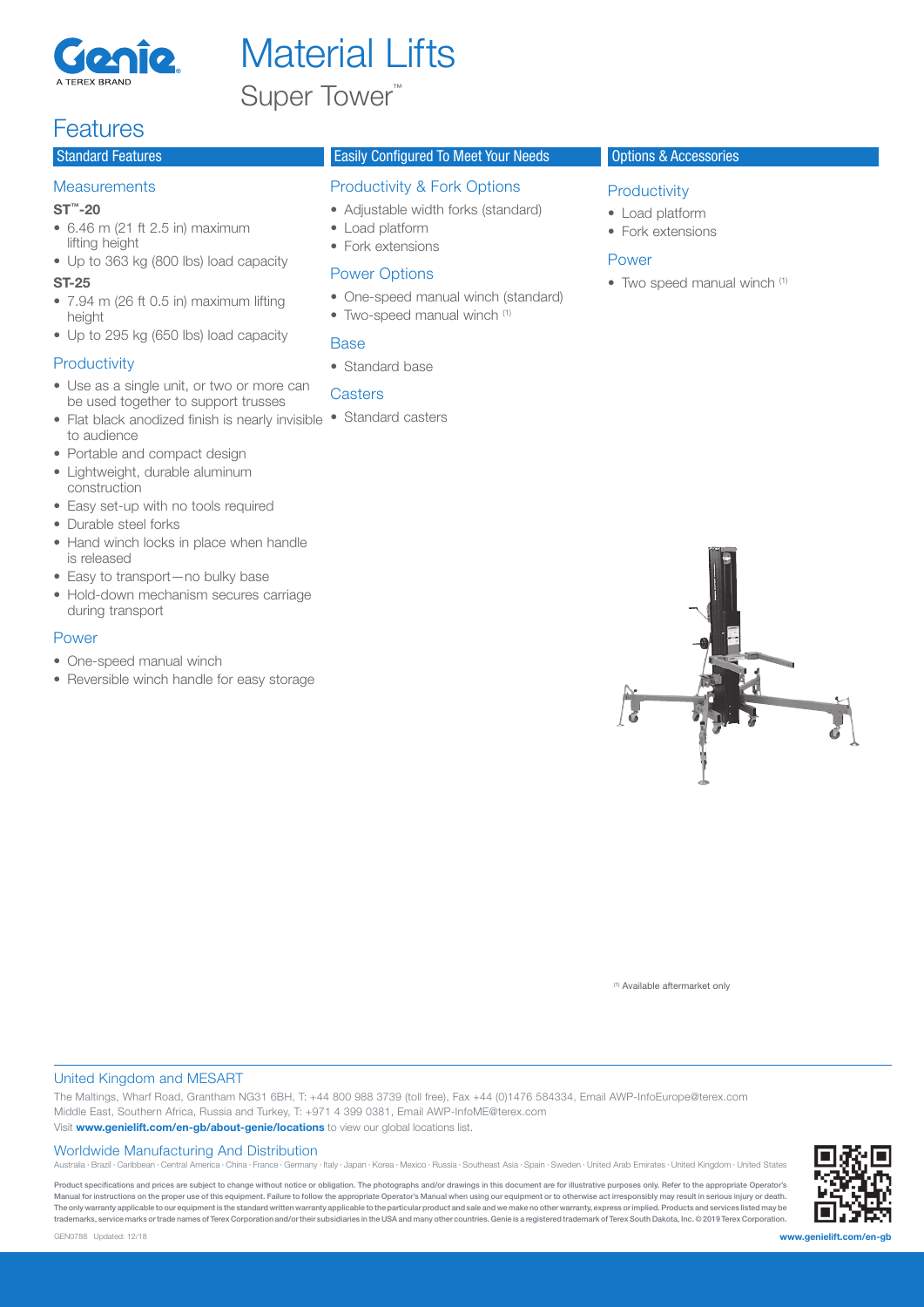# Material Lifts

Super Tower™

## Features

### Standard Features

#### Measurements

**ST™-20**

- 6.46 m (21 ft 2.5 in) maximum lifting height
- Up to 363 kg (800 lbs) load capacity

**ST-25**

- 7.94 m (26 ft 0.5 in) maximum lifting height
- Up to 295 kg (650 lbs) load capacity

#### Productivity

- Use as a single unit, or two or more can be used together to support trusses
- Flat black anodized finish is nearly invisible to audience
- Portable and compact design
- Lightweight, durable aluminum construction
- Easy set-up with no tools required
- Durable steel forks
- Hand winch locks in place when handle is released
- Easy to transport—no bulky base
- Hold-down mechanism secures carriage during transport

#### Power

- One-speed manual winch
- Reversible winch handle for easy storage

### Easily Configured To Meet Your Needs

#### Productivity & Fork Options

- Adjustable width forks (standard)
- Load platform
- Fork extensions

#### Power Options

- One-speed manual winch (standard)
- Two-speed manual winch [1]

#### Base

- Standard base

#### Casters

- Standard casters

### Options & Accessories

#### Productivity

- Load platform
- Fork extensions

#### Power

- Two speed manual winch [1]

[1] Available aftermarket only

### United Kingdom and MESART

The Maltings, Wharf Road, Grantham NG31 6BH, T: +44 800 988 3739 (toll free), Fax +44 (0)1476 584334, Email AWP-InfoEurope@terex.com
Middle East, Southern Africa, Russia and Turkey, T: +971 4 399 0381, Email AWP-InfoME@terex.com
Visit **www.genielift.com/en-gb/about-genie/locations** to view our global locations list.

### Worldwide Manufacturing And Distribution

Australia · Brazil · Caribbean · Central America · China · France · Germany · Italy · Japan · Korea · Mexico · Russia · Southeast Asia · Spain · Sweden · United Arab Emirates · United Kingdom · United States

Product specifications and prices are subject to change without notice or obligation. The photographs and/or drawings in this document are for illustrative purposes only. Refer to the appropriate Operator's Manual for instructions on the proper use of this equipment. Failure to follow the appropriate Operator's Manual when using our equipment or to otherwise act irresponsibly may result in serious injury or death. The only warranty applicable to our equipment is the standard written warranty applicable to the particular product and sale and we make no other warranty, express or implied. Products and services listed may be trademarks, service marks or trade names of Terex Corporation and/or their subsidiaries in the USA and many other countries. Genie is a registered trademark of Terex South Dakota, Inc. © 2019 Terex Corporation.

GEN0788 Updated: 12/18

**www.genielift.com/en-gb**